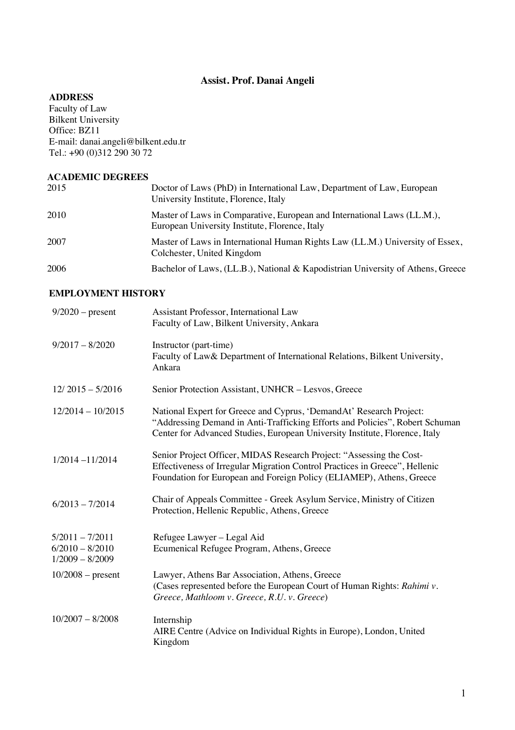# Assist. Prof. Danai Angeli

## ADDRESS

Faculty of Law
Bilkent University
Office: BZ11
E-mail: danai.angeli@bilkent.edu.tr
Tel.: +90 (0)312 290 30 72

## ACADEMIC DEGREES

| | |
|---|---|
| 2015 | Doctor of Laws (PhD) in International Law, Department of Law, European University Institute, Florence, Italy |
| 2010 | Master of Laws in Comparative, European and International Laws (LL.M.), European University Institute, Florence, Italy |
| 2007 | Master of Laws in International Human Rights Law (LL.M.) University of Essex, Colchester, United Kingdom |
| 2006 | Bachelor of Laws, (LL.B.), National & Kapodistrian University of Athens, Greece |

## EMPLOYMENT HISTORY

| | |
|---|---|
| 9/2020 – present | Assistant Professor, International Law<br>Faculty of Law, Bilkent University, Ankara |
| 9/2017 – 8/2020 | Instructor (part-time)<br>Faculty of Law& Department of International Relations, Bilkent University, Ankara |
| 12/ 2015 – 5/2016 | Senior Protection Assistant, UNHCR – Lesvos, Greece |
| 12/2014 – 10/2015 | National Expert for Greece and Cyprus, 'DemandAt' Research Project: "Addressing Demand in Anti-Trafficking Efforts and Policies", Robert Schuman Center for Advanced Studies, European University Institute, Florence, Italy |
| 1/2014 –11/2014 | Senior Project Officer, MIDAS Research Project: "Assessing the Cost-Effectiveness of Irregular Migration Control Practices in Greece", Hellenic Foundation for European and Foreign Policy (ELIAMEP), Athens, Greece |
| 6/2013 – 7/2014 | Chair of Appeals Committee - Greek Asylum Service, Ministry of Citizen Protection, Hellenic Republic, Athens, Greece |
| 5/2011 – 7/2011<br>6/2010 – 8/2010<br>1/2009 – 8/2009 | Refugee Lawyer – Legal Aid<br>Ecumenical Refugee Program, Athens, Greece |
| 10/2008 – present | Lawyer, Athens Bar Association, Athens, Greece<br>(Cases represented before the European Court of Human Rights: *Rahimi v. Greece, Mathloom v. Greece, R.U. v. Greece*) |
| 10/2007 – 8/2008 | Internship<br>AIRE Centre (Advice on Individual Rights in Europe), London, United Kingdom |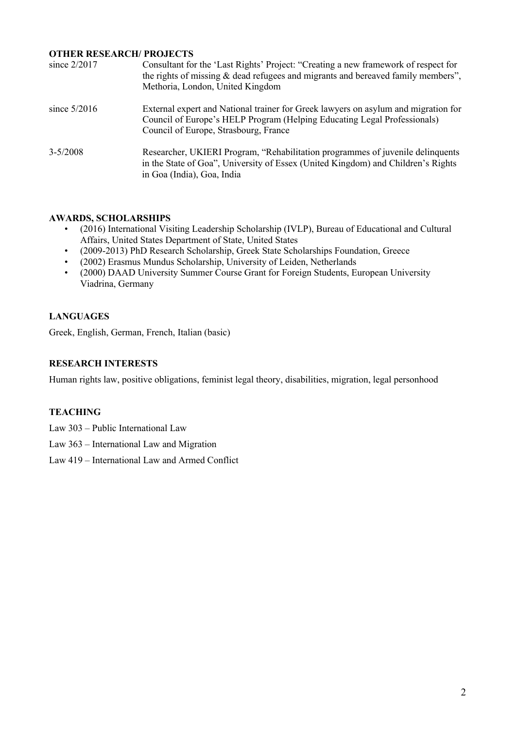**OTHER RESEARCH/ PROJECTS**

| | |
|---|---|
| since 2/2017 | Consultant for the 'Last Rights' Project: "Creating a new framework of respect for the rights of missing & dead refugees and migrants and bereaved family members", Methoria, London, United Kingdom |
| since 5/2016 | External expert and National trainer for Greek lawyers on asylum and migration for Council of Europe's HELP Program (Helping Educating Legal Professionals) Council of Europe, Strasbourg, France |
| 3-5/2008 | Researcher, UKIERI Program, "Rehabilitation programmes of juvenile delinquents in the State of Goa", University of Essex (United Kingdom) and Children's Rights in Goa (India), Goa, India |

**AWARDS, SCHOLARSHIPS**

- (2016) International Visiting Leadership Scholarship (IVLP), Bureau of Educational and Cultural Affairs, United States Department of State, United States
- (2009-2013) PhD Research Scholarship, Greek State Scholarships Foundation, Greece
- (2002) Erasmus Mundus Scholarship, University of Leiden, Netherlands
- (2000) DAAD University Summer Course Grant for Foreign Students, European University Viadrina, Germany

**LANGUAGES**

Greek, English, German, French, Italian (basic)

**RESEARCH INTERESTS**

Human rights law, positive obligations, feminist legal theory, disabilities, migration, legal personhood

**TEACHING**

Law 303 – Public International Law

Law 363 – International Law and Migration

Law 419 – International Law and Armed Conflict